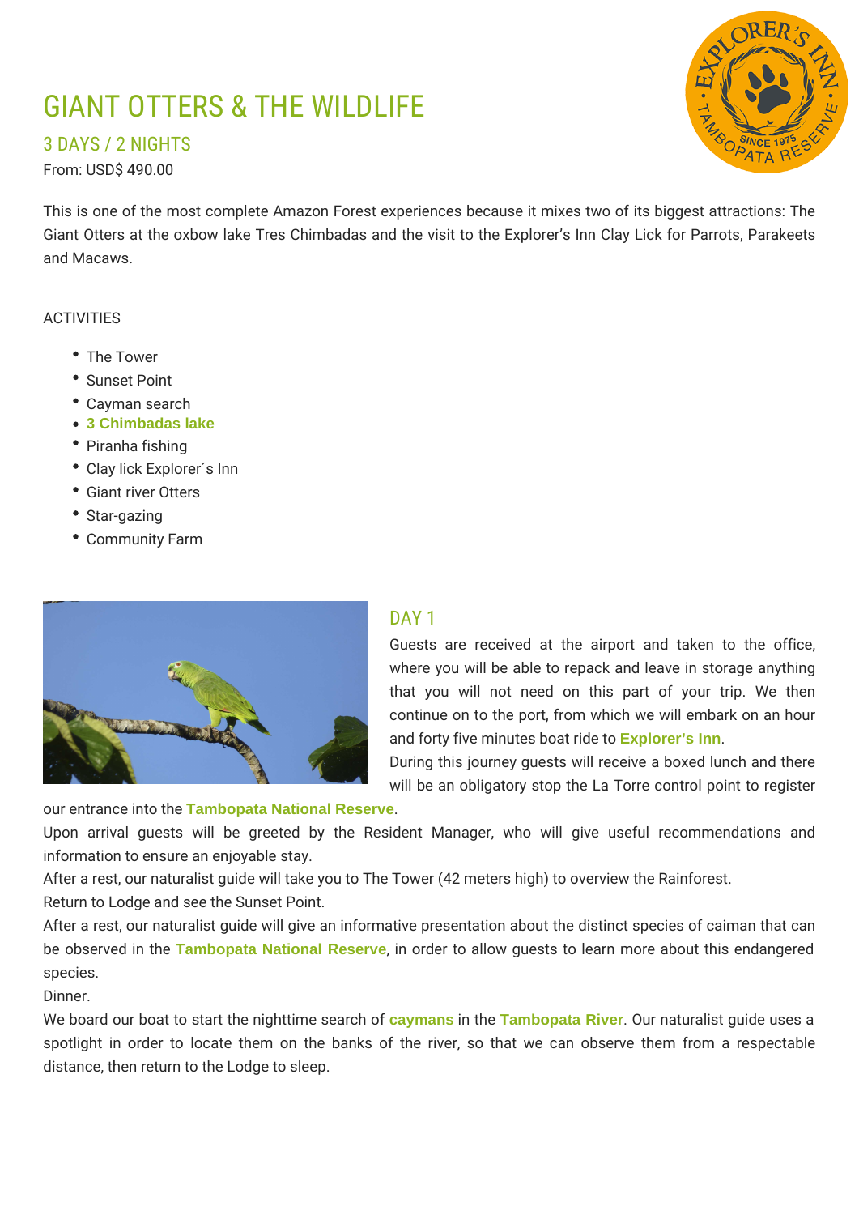# GIANT OTTERS & THE WILDLIFE

## 3 DAYS / 2 NIGHTS

From: USD$ 490.00

This is one of the most complete Amazon Forest experiences because it mixes two of its biggest attractions: The Giant Otters at the oxbow lake Tres Chimbadas and the visit to the Explorer's Inn Clay Lick for Parrots, Parakeets and Macaws.

ACTIVITIES

- The Tower
- Sunset Point
- Cayman search
- **3 Chimbadas lake**
- Piranha fishing
- Clay lick Explorer´s Inn
- Giant river Otters
- Star-gazing
- Community Farm

## DAY 1

Guests are received at the airport and taken to the office, where you will be able to repack and leave in storage anything that you will not need on this part of your trip. We then continue on to the port, from which we will embark on an hour and forty five minutes boat ride to **Explorer's Inn**.

During this journey guests will receive a boxed lunch and there will be an obligatory stop the La Torre control point to register our entrance into the **Tambopata National Reserve**.

Upon arrival guests will be greeted by the Resident Manager, who will give useful recommendations and information to ensure an enjoyable stay.

After a rest, our naturalist guide will take you to The Tower (42 meters high) to overview the Rainforest.

Return to Lodge and see the Sunset Point.

After a rest, our naturalist guide will give an informative presentation about the distinct species of caiman that can be observed in the **Tambopata National Reserve**, in order to allow guests to learn more about this endangered species.

Dinner.

We board our boat to start the nighttime search of **caymans** in the **Tambopata River**. Our naturalist guide uses a spotlight in order to locate them on the banks of the river, so that we can observe them from a respectable distance, then return to the Lodge to sleep.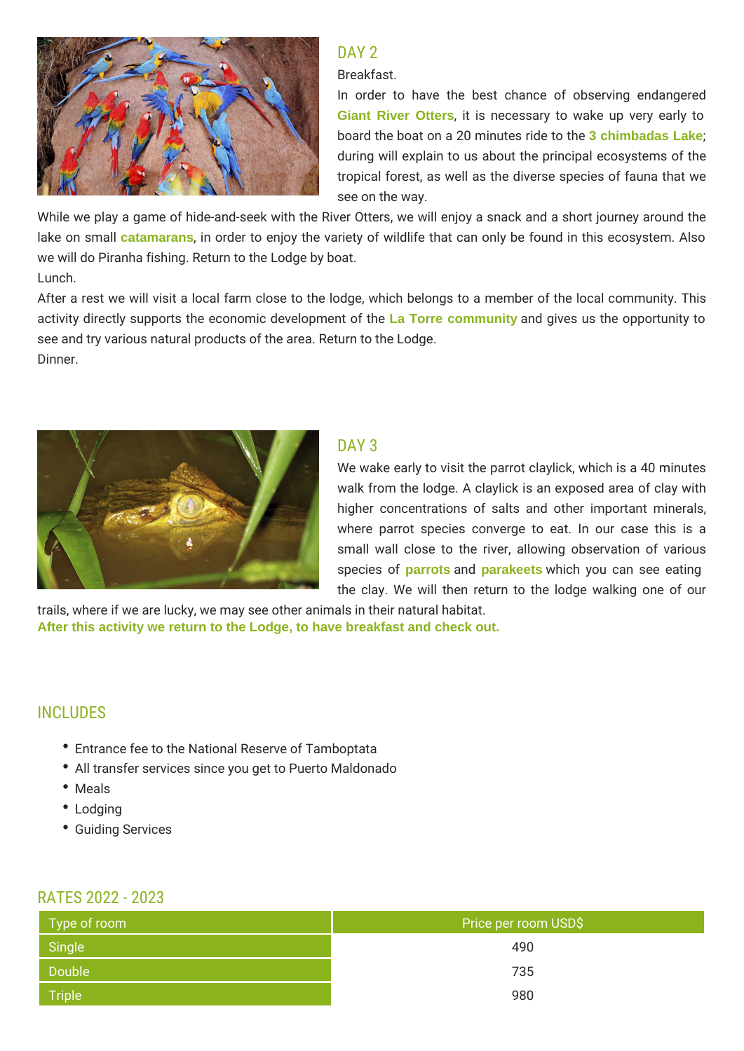## DAY 2

Breakfast.

In order to have the best chance of observing endangered **Giant River Otters**, it is necessary to wake up very early to board the boat on a 20 minutes ride to the **3 chimbadas Lake**; during will explain to us about the principal ecosystems of the tropical forest, as well as the diverse species of fauna that we see on the way.

While we play a game of hide-and-seek with the River Otters, we will enjoy a snack and a short journey around the lake on small **catamarans**, in order to enjoy the variety of wildlife that can only be found in this ecosystem. Also we will do Piranha fishing. Return to the Lodge by boat.

Lunch.

After a rest we will visit a local farm close to the lodge, which belongs to a member of the local community. This activity directly supports the economic development of the **La Torre community** and gives us the opportunity to see and try various natural products of the area. Return to the Lodge.

Dinner.

## DAY 3

We wake early to visit the parrot claylick, which is a 40 minutes walk from the lodge. A claylick is an exposed area of clay with higher concentrations of salts and other important minerals, where parrot species converge to eat. In our case this is a small wall close to the river, allowing observation of various species of **parrots** and **parakeets** which you can see eating the clay. We will then return to the lodge walking one of our trails, where if we are lucky, we may see other animals in their natural habitat.

**After this activity we return to the Lodge, to have breakfast and check out.**

## INCLUDES

- Entrance fee to the National Reserve of Tamboptata
- All transfer services since you get to Puerto Maldonado
- Meals
- Lodging
- Guiding Services

## RATES 2022 - 2023

| Type of room | Price per room USD$ |
|---|---|
| Single | 490 |
| Double | 735 |
| Triple | 980 |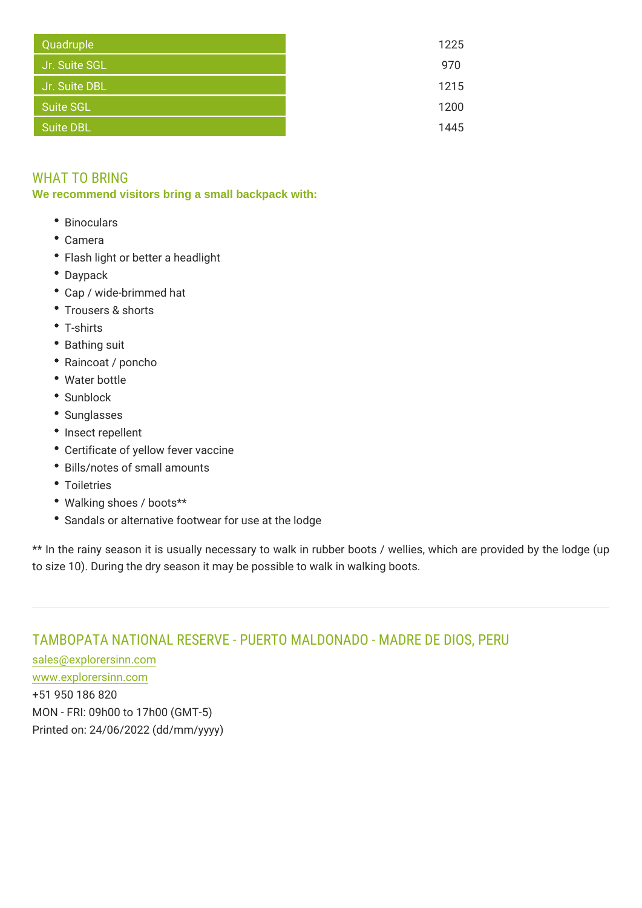| | |
|---|---|
| Quadruple | 1225 |
| Jr. Suite SGL | 970 |
| Jr. Suite DBL | 1215 |
| Suite SGL | 1200 |
| Suite DBL | 1445 |

## WHAT TO BRING

**We recommend visitors bring a small backpack with:**

- Binoculars
- Camera
- Flash light or better a headlight
- Daypack
- Cap / wide-brimmed hat
- Trousers & shorts
- T-shirts
- Bathing suit
- Raincoat / poncho
- Water bottle
- Sunblock
- Sunglasses
- Insect repellent
- Certificate of yellow fever vaccine
- Bills/notes of small amounts
- Toiletries
- Walking shoes / boots**
- Sandals or alternative footwear for use at the lodge

** In the rainy season it is usually necessary to walk in rubber boots / wellies, which are provided by the lodge (up to size 10). During the dry season it may be possible to walk in walking boots.

---

## TAMBOPATA NATIONAL RESERVE - PUERTO MALDONADO - MADRE DE DIOS, PERU

sales@explorersinn.com
www.explorersinn.com
+51 950 186 820
MON - FRI: 09h00 to 17h00 (GMT-5)
Printed on: 24/06/2022 (dd/mm/yyyy)